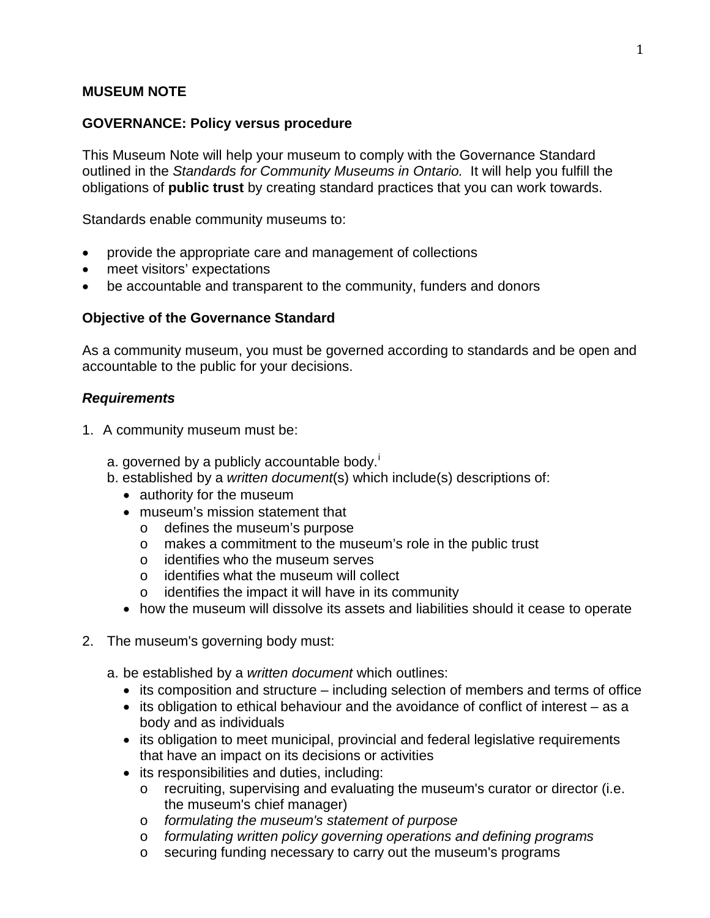**MUSEUM NOTE**

**GOVERNANCE: Policy versus procedure**

This Museum Note will help your museum to comply with the Governance Standard outlined in the *Standards for Community Museums in Ontario.* It will help you fulfill the obligations of **public trust** by creating standard practices that you can work towards.

Standards enable community museums to:

- provide the appropriate care and management of collections
- meet visitors' expectations
- be accountable and transparent to the community, funders and donors

**Objective of the Governance Standard**

As a community museum, you must be governed according to standards and be open and accountable to the public for your decisions.

***Requirements***

1. A community museum must be:

   a. governed by a publicly accountable body.[i]
   
   b. established by a *written document*(s) which include(s) descriptions of:
   - authority for the museum
   - museum's mission statement that
     - defines the museum's purpose
     - makes a commitment to the museum's role in the public trust
     - identifies who the museum serves
     - identifies what the museum will collect
     - identifies the impact it will have in its community
   - how the museum will dissolve its assets and liabilities should it cease to operate

2. The museum's governing body must:

   a. be established by a *written document* which outlines:
   - its composition and structure – including selection of members and terms of office
   - its obligation to ethical behaviour and the avoidance of conflict of interest – as a body and as individuals
   - its obligation to meet municipal, provincial and federal legislative requirements that have an impact on its decisions or activities
   - its responsibilities and duties, including:
     - recruiting, supervising and evaluating the museum's curator or director (i.e. the museum's chief manager)
     - *formulating the museum's statement of purpose*
     - *formulating written policy governing operations and defining programs*
     - securing funding necessary to carry out the museum's programs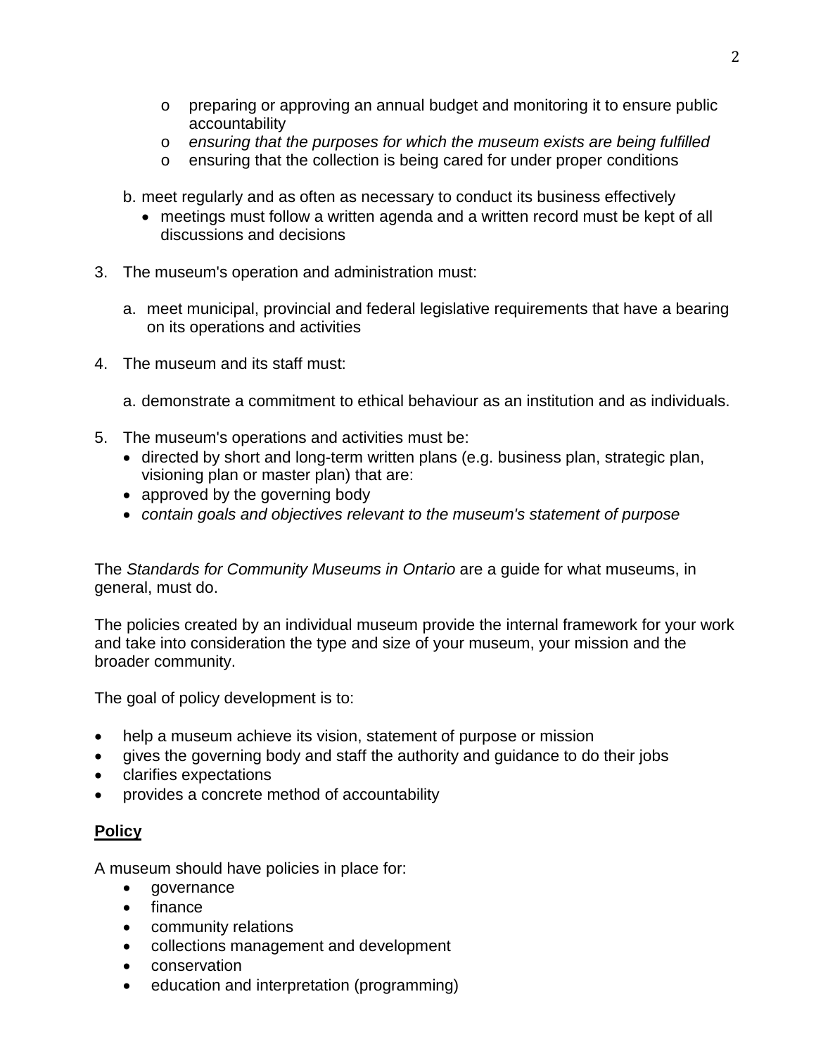- preparing or approving an annual budget and monitoring it to ensure public accountability
  - *ensuring that the purposes for which the museum exists are being fulfilled*
  - ensuring that the collection is being cared for under proper conditions

b. meet regularly and as often as necessary to conduct its business effectively

- meetings must follow a written agenda and a written record must be kept of all discussions and decisions

3. The museum's operation and administration must:

   a. meet municipal, provincial and federal legislative requirements that have a bearing on its operations and activities

4. The museum and its staff must:

   a. demonstrate a commitment to ethical behaviour as an institution and as individuals.

5. The museum's operations and activities must be:
   - directed by short and long-term written plans (e.g. business plan, strategic plan, visioning plan or master plan) that are:
   - approved by the governing body
   - *contain goals and objectives relevant to the museum's statement of purpose*

The *Standards for Community Museums in Ontario* are a guide for what museums, in general, must do.

The policies created by an individual museum provide the internal framework for your work and take into consideration the type and size of your museum, your mission and the broader community.

The goal of policy development is to:

- help a museum achieve its vision, statement of purpose or mission
- gives the governing body and staff the authority and guidance to do their jobs
- clarifies expectations
- provides a concrete method of accountability

## **Policy**

A museum should have policies in place for:

- governance
- finance
- community relations
- collections management and development
- conservation
- education and interpretation (programming)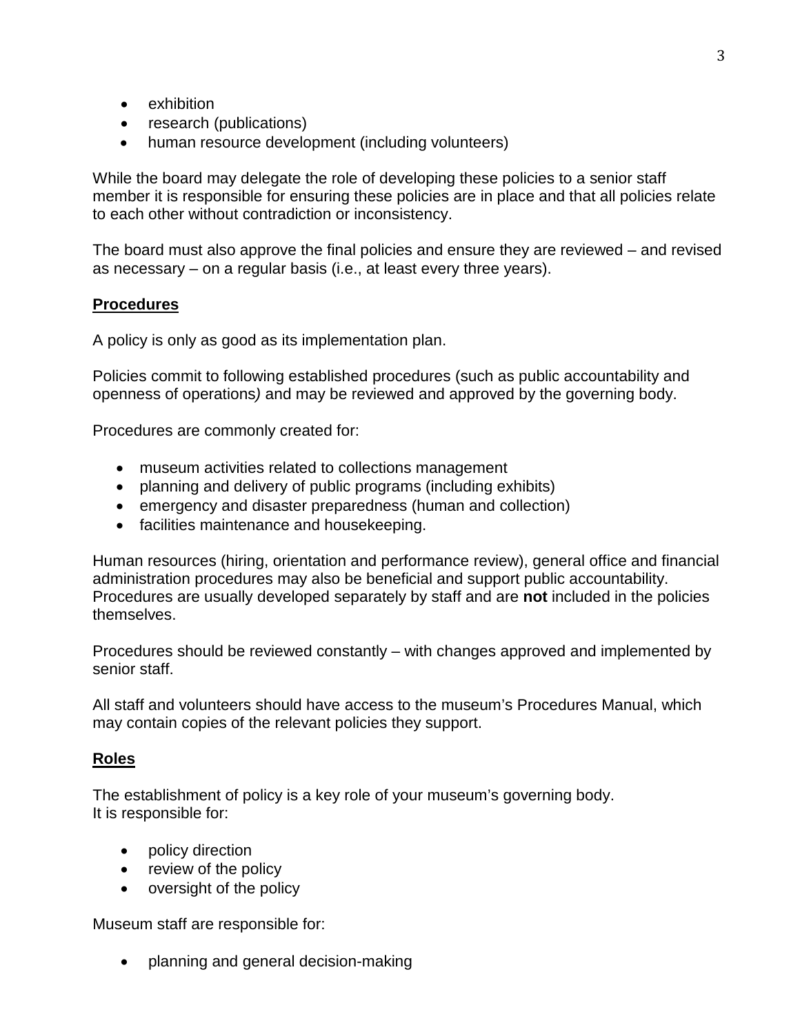- exhibition
- research (publications)
- human resource development (including volunteers)

While the board may delegate the role of developing these policies to a senior staff member it is responsible for ensuring these policies are in place and that all policies relate to each other without contradiction or inconsistency.

The board must also approve the final policies and ensure they are reviewed – and revised as necessary – on a regular basis (i.e., at least every three years).

## Procedures

A policy is only as good as its implementation plan.

Policies commit to following established procedures (such as public accountability and openness of operations*)* and may be reviewed and approved by the governing body.

Procedures are commonly created for:

- museum activities related to collections management
- planning and delivery of public programs (including exhibits)
- emergency and disaster preparedness (human and collection)
- facilities maintenance and housekeeping.

Human resources (hiring, orientation and performance review), general office and financial administration procedures may also be beneficial and support public accountability. Procedures are usually developed separately by staff and are **not** included in the policies themselves.

Procedures should be reviewed constantly – with changes approved and implemented by senior staff.

All staff and volunteers should have access to the museum's Procedures Manual, which may contain copies of the relevant policies they support.

## Roles

The establishment of policy is a key role of your museum's governing body.
It is responsible for:

- policy direction
- review of the policy
- oversight of the policy

Museum staff are responsible for:

- planning and general decision-making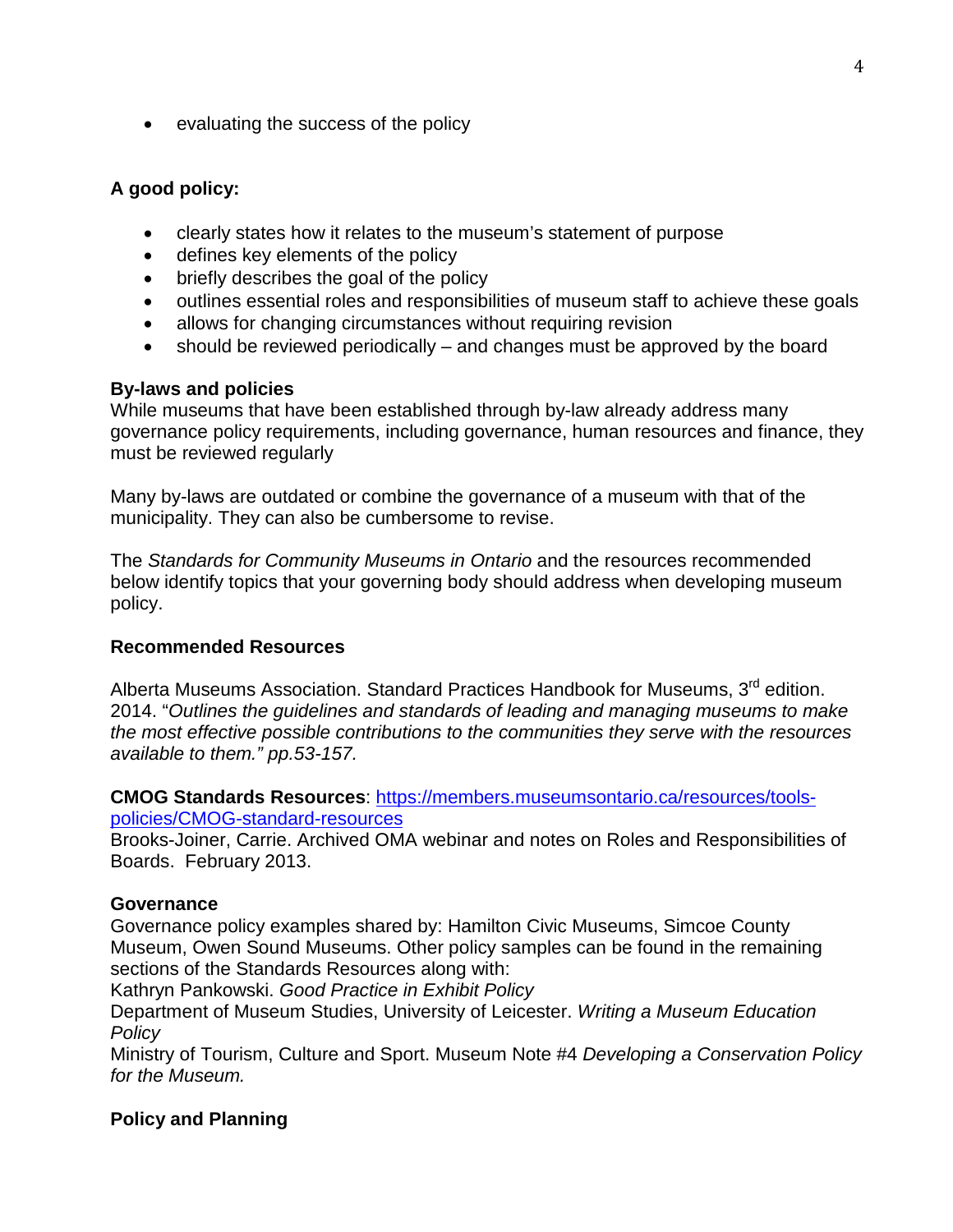- evaluating the success of the policy

**A good policy:**

- clearly states how it relates to the museum's statement of purpose
- defines key elements of the policy
- briefly describes the goal of the policy
- outlines essential roles and responsibilities of museum staff to achieve these goals
- allows for changing circumstances without requiring revision
- should be reviewed periodically – and changes must be approved by the board

**By-laws and policies**

While museums that have been established through by-law already address many governance policy requirements, including governance, human resources and finance, they must be reviewed regularly

Many by-laws are outdated or combine the governance of a museum with that of the municipality. They can also be cumbersome to revise.

The *Standards for Community Museums in Ontario* and the resources recommended below identify topics that your governing body should address when developing museum policy.

**Recommended Resources**

Alberta Museums Association. Standard Practices Handbook for Museums, 3rd edition. 2014. "*Outlines the guidelines and standards of leading and managing museums to make the most effective possible contributions to the communities they serve with the resources available to them." pp.53-157.*

**CMOG Standards Resources**: [https://members.museumsontario.ca/resources/tools-policies/CMOG-standard-resources](https://members.museumsontario.ca/resources/tools-policies/CMOG-standard-resources)

Brooks-Joiner, Carrie. Archived OMA webinar and notes on Roles and Responsibilities of Boards. February 2013.

**Governance**

Governance policy examples shared by: Hamilton Civic Museums, Simcoe County Museum, Owen Sound Museums. Other policy samples can be found in the remaining sections of the Standards Resources along with:

Kathryn Pankowski. *Good Practice in Exhibit Policy*

Department of Museum Studies, University of Leicester. *Writing a Museum Education Policy*

Ministry of Tourism, Culture and Sport. Museum Note #4 *Developing a Conservation Policy for the Museum.*

**Policy and Planning**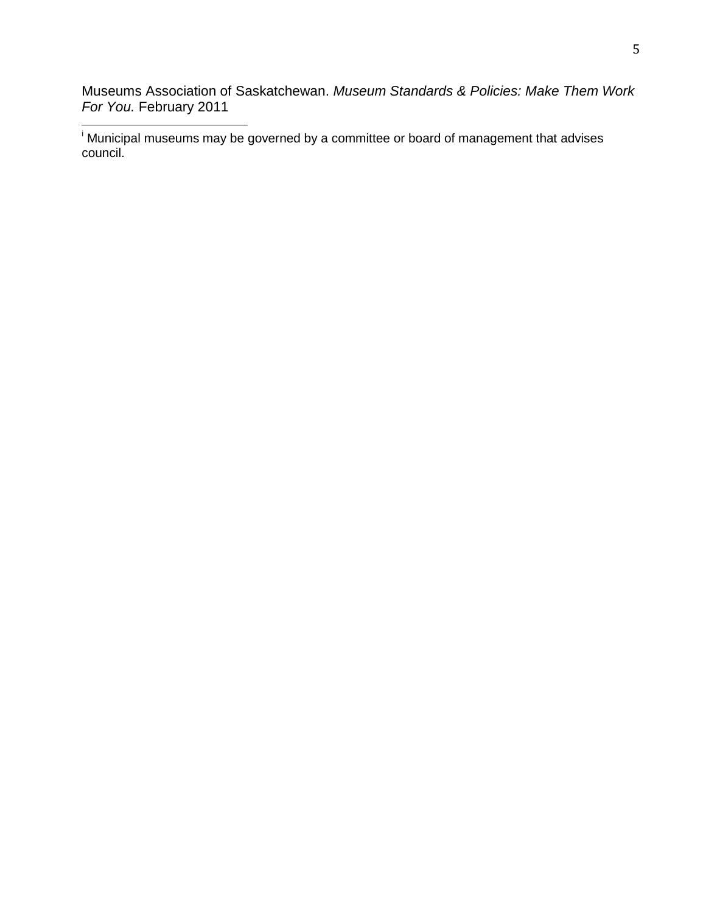Museums Association of Saskatchewan. *Museum Standards & Policies: Make Them Work For You.* February 2011

---

[i] Municipal museums may be governed by a committee or board of management that advises council.